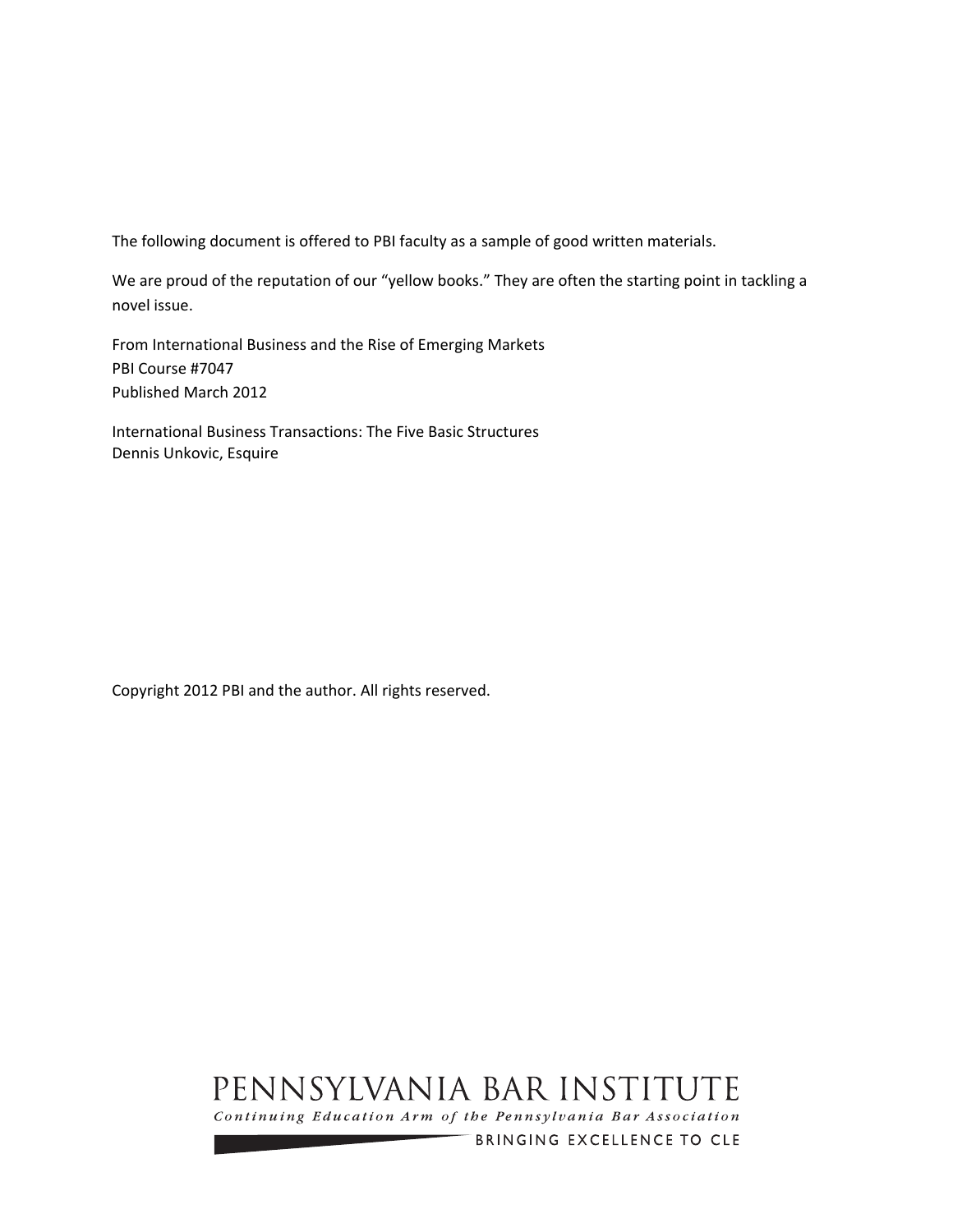The following document is offered to PBI faculty as a sample of good written materials.

We are proud of the reputation of our "yellow books." They are often the starting point in tackling a novel issue.

From International Business and the Rise of Emerging Markets
PBI Course #7047
Published March 2012

International Business Transactions: The Five Basic Structures
Dennis Unkovic, Esquire

Copyright 2012 PBI and the author. All rights reserved.

PENNSYLVANIA BAR INSTITUTE
*Continuing Education Arm of the Pennsylvania Bar Association*
BRINGING EXCELLENCE TO CLE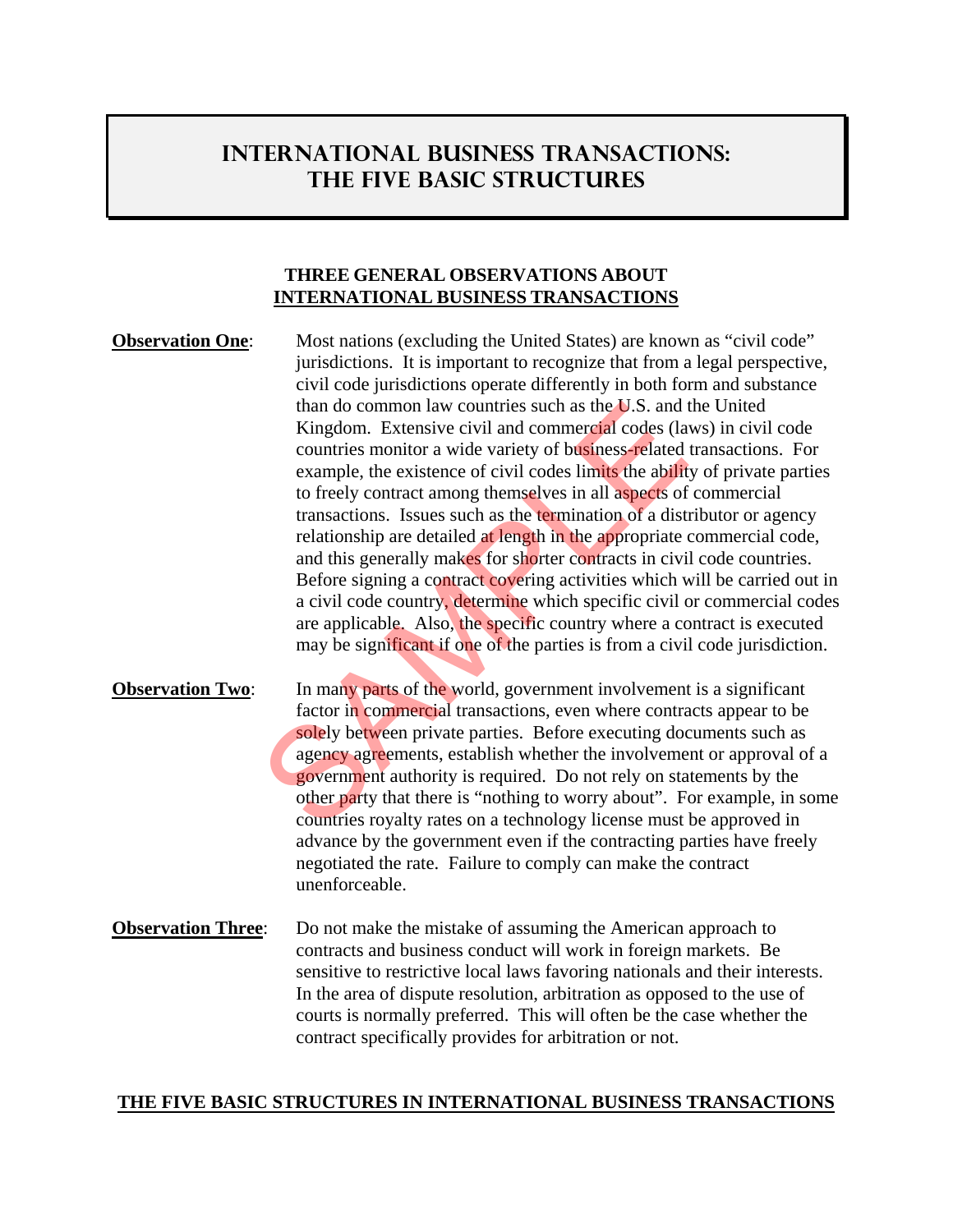# INTERNATIONAL BUSINESS TRANSACTIONS: THE FIVE BASIC STRUCTURES

## THREE GENERAL OBSERVATIONS ABOUT INTERNATIONAL BUSINESS TRANSACTIONS

**Observation One**: Most nations (excluding the United States) are known as "civil code" jurisdictions. It is important to recognize that from a legal perspective, civil code jurisdictions operate differently in both form and substance than do common law countries such as the U.S. and the United Kingdom. Extensive civil and commercial codes (laws) in civil code countries monitor a wide variety of business-related transactions. For example, the existence of civil codes limits the ability of private parties to freely contract among themselves in all aspects of commercial transactions. Issues such as the termination of a distributor or agency relationship are detailed at length in the appropriate commercial code, and this generally makes for shorter contracts in civil code countries. Before signing a contract covering activities which will be carried out in a civil code country, determine which specific civil or commercial codes are applicable. Also, the specific country where a contract is executed may be significant if one of the parties is from a civil code jurisdiction.

**Observation Two**: In many parts of the world, government involvement is a significant factor in commercial transactions, even where contracts appear to be solely between private parties. Before executing documents such as agency agreements, establish whether the involvement or approval of a government authority is required. Do not rely on statements by the other party that there is "nothing to worry about". For example, in some countries royalty rates on a technology license must be approved in advance by the government even if the contracting parties have freely negotiated the rate. Failure to comply can make the contract unenforceable.

**Observation Three**: Do not make the mistake of assuming the American approach to contracts and business conduct will work in foreign markets. Be sensitive to restrictive local laws favoring nationals and their interests. In the area of dispute resolution, arbitration as opposed to the use of courts is normally preferred. This will often be the case whether the contract specifically provides for arbitration or not.

## THE FIVE BASIC STRUCTURES IN INTERNATIONAL BUSINESS TRANSACTIONS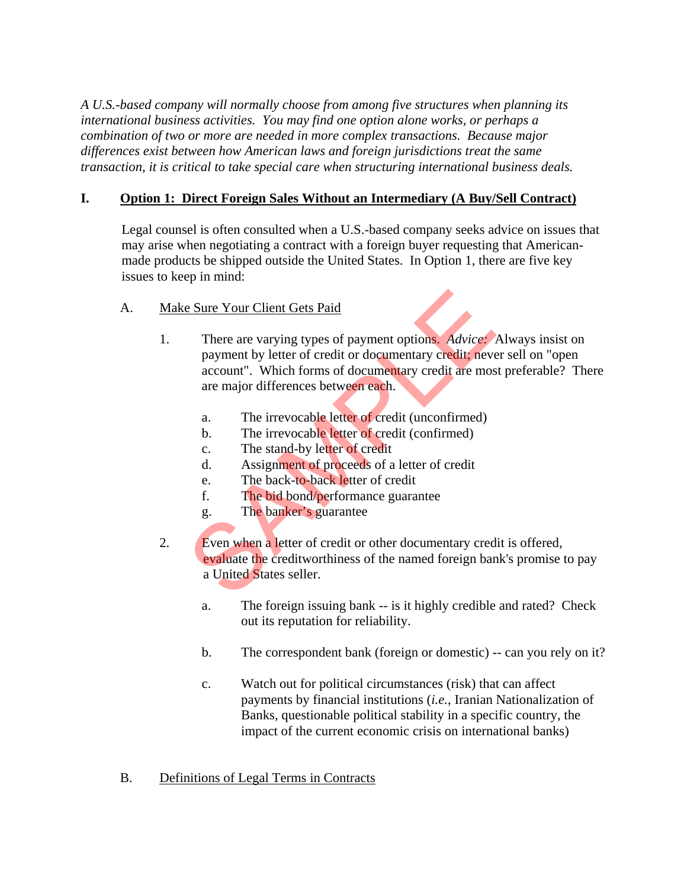*A U.S.-based company will normally choose from among five structures when planning its international business activities. You may find one option alone works, or perhaps a combination of two or more are needed in more complex transactions. Because major differences exist between how American laws and foreign jurisdictions treat the same transaction, it is critical to take special care when structuring international business deals.*

## I. Option 1: Direct Foreign Sales Without an Intermediary (A Buy/Sell Contract)

Legal counsel is often consulted when a U.S.-based company seeks advice on issues that may arise when negotiating a contract with a foreign buyer requesting that American-made products be shipped outside the United States. In Option 1, there are five key issues to keep in mind:

### A. Make Sure Your Client Gets Paid

1. There are varying types of payment options. *Advice:* Always insist on payment by letter of credit or documentary credit; never sell on "open account". Which forms of documentary credit are most preferable? There are major differences between each.

   a. The irrevocable letter of credit (unconfirmed)
   b. The irrevocable letter of credit (confirmed)
   c. The stand-by letter of credit
   d. Assignment of proceeds of a letter of credit
   e. The back-to-back letter of credit
   f. The bid bond/performance guarantee
   g. The banker's guarantee

2. Even when a letter of credit or other documentary credit is offered, evaluate the creditworthiness of the named foreign bank's promise to pay a United States seller.

   a. The foreign issuing bank -- is it highly credible and rated? Check out its reputation for reliability.

   b. The correspondent bank (foreign or domestic) -- can you rely on it?

   c. Watch out for political circumstances (risk) that can affect payments by financial institutions (*i.e.*, Iranian Nationalization of Banks, questionable political stability in a specific country, the impact of the current economic crisis on international banks)

### B. Definitions of Legal Terms in Contracts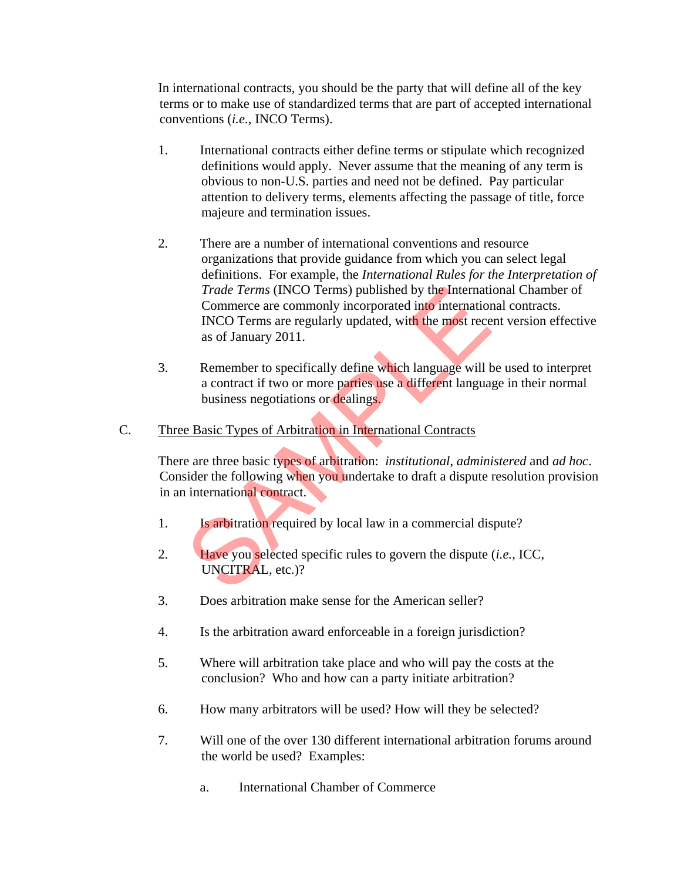In international contracts, you should be the party that will define all of the key terms or to make use of standardized terms that are part of accepted international conventions (*i.e.*, INCO Terms).

1. International contracts either define terms or stipulate which recognized definitions would apply. Never assume that the meaning of any term is obvious to non-U.S. parties and need not be defined. Pay particular attention to delivery terms, elements affecting the passage of title, force majeure and termination issues.

2. There are a number of international conventions and resource organizations that provide guidance from which you can select legal definitions. For example, the *International Rules for the Interpretation of Trade Terms* (INCO Terms) published by the International Chamber of Commerce are commonly incorporated into international contracts. INCO Terms are regularly updated, with the most recent version effective as of January 2011.

3. Remember to specifically define which language will be used to interpret a contract if two or more parties use a different language in their normal business negotiations or dealings.

C. <u>Three Basic Types of Arbitration in International Contracts</u>

There are three basic types of arbitration: *institutional*, *administered* and *ad hoc*. Consider the following when you undertake to draft a dispute resolution provision in an international contract.

1. Is arbitration required by local law in a commercial dispute?

2. Have you selected specific rules to govern the dispute (*i.e.*, ICC, UNCITRAL, etc.)?

3. Does arbitration make sense for the American seller?

4. Is the arbitration award enforceable in a foreign jurisdiction?

5. Where will arbitration take place and who will pay the costs at the conclusion? Who and how can a party initiate arbitration?

6. How many arbitrators will be used? How will they be selected?

7. Will one of the over 130 different international arbitration forums around the world be used? Examples:

   a. International Chamber of Commerce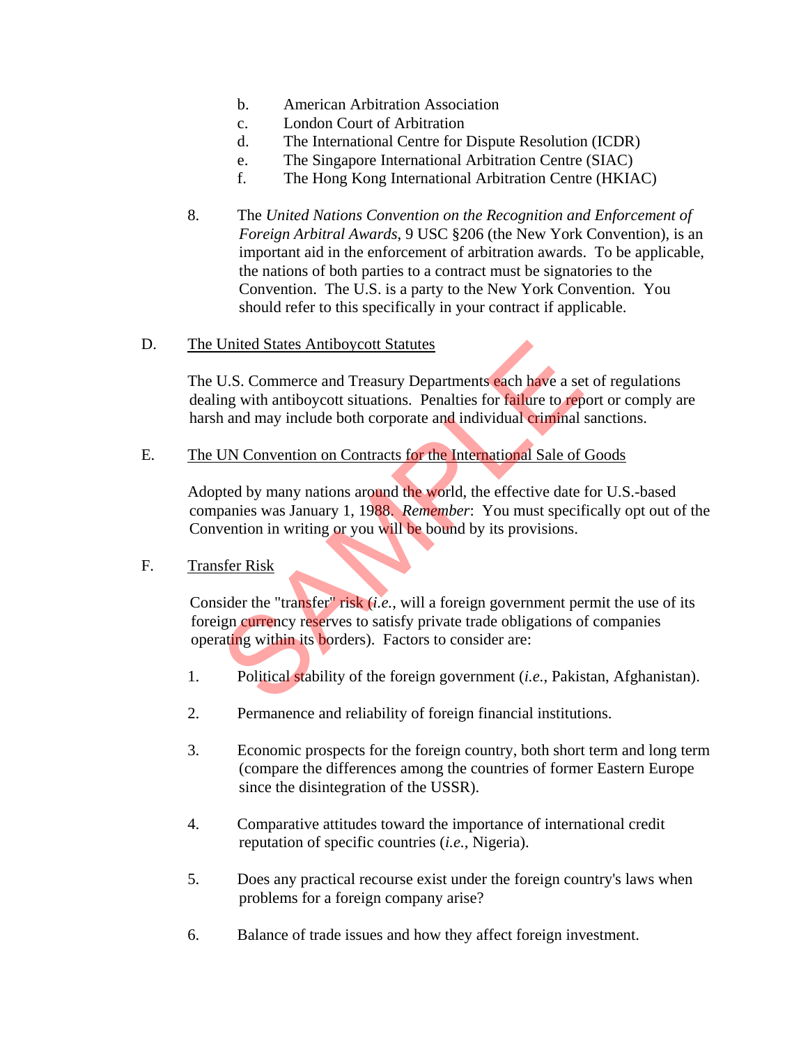b. American Arbitration Association
c. London Court of Arbitration
d. The International Centre for Dispute Resolution (ICDR)
e. The Singapore International Arbitration Centre (SIAC)
f. The Hong Kong International Arbitration Centre (HKIAC)

8. The *United Nations Convention on the Recognition and Enforcement of Foreign Arbitral Awards*, 9 USC §206 (the New York Convention), is an important aid in the enforcement of arbitration awards. To be applicable, the nations of both parties to a contract must be signatories to the Convention. The U.S. is a party to the New York Convention. You should refer to this specifically in your contract if applicable.

D. The United States Antiboycott Statutes

The U.S. Commerce and Treasury Departments each have a set of regulations dealing with antiboycott situations. Penalties for failure to report or comply are harsh and may include both corporate and individual criminal sanctions.

E. The UN Convention on Contracts for the International Sale of Goods

Adopted by many nations around the world, the effective date for U.S.-based companies was January 1, 1988. *Remember*: You must specifically opt out of the Convention in writing or you will be bound by its provisions.

F. Transfer Risk

Consider the "transfer" risk (*i.e.*, will a foreign government permit the use of its foreign currency reserves to satisfy private trade obligations of companies operating within its borders). Factors to consider are:

1. Political stability of the foreign government (*i.e.*, Pakistan, Afghanistan).

2. Permanence and reliability of foreign financial institutions.

3. Economic prospects for the foreign country, both short term and long term (compare the differences among the countries of former Eastern Europe since the disintegration of the USSR).

4. Comparative attitudes toward the importance of international credit reputation of specific countries (*i.e.*, Nigeria).

5. Does any practical recourse exist under the foreign country's laws when problems for a foreign company arise?

6. Balance of trade issues and how they affect foreign investment.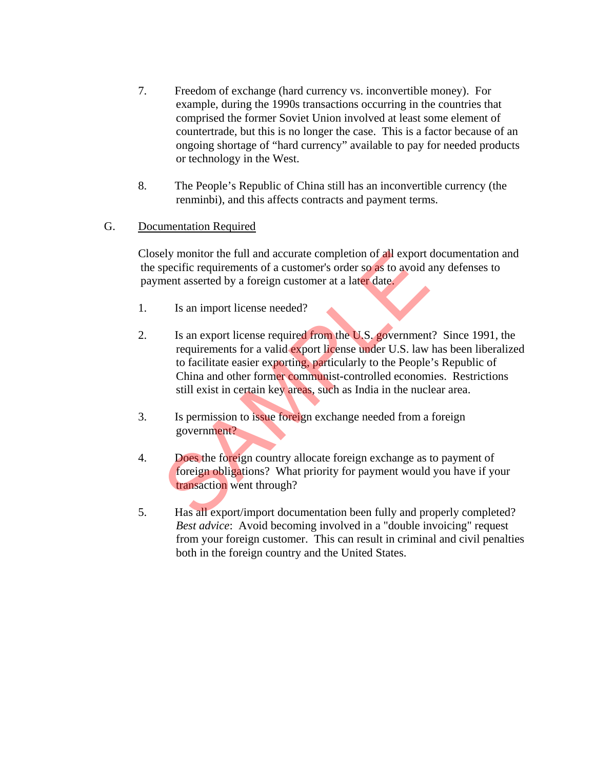7. Freedom of exchange (hard currency vs. inconvertible money). For example, during the 1990s transactions occurring in the countries that comprised the former Soviet Union involved at least some element of countertrade, but this is no longer the case. This is a factor because of an ongoing shortage of "hard currency" available to pay for needed products or technology in the West.

8. The People's Republic of China still has an inconvertible currency (the renminbi), and this affects contracts and payment terms.

G. Documentation Required

Closely monitor the full and accurate completion of all export documentation and the specific requirements of a customer's order so as to avoid any defenses to payment asserted by a foreign customer at a later date.

1. Is an import license needed?

2. Is an export license required from the U.S. government? Since 1991, the requirements for a valid export license under U.S. law has been liberalized to facilitate easier exporting, particularly to the People's Republic of China and other former communist-controlled economies. Restrictions still exist in certain key areas, such as India in the nuclear area.

3. Is permission to issue foreign exchange needed from a foreign government?

4. Does the foreign country allocate foreign exchange as to payment of foreign obligations? What priority for payment would you have if your transaction went through?

5. Has all export/import documentation been fully and properly completed? *Best advice*: Avoid becoming involved in a "double invoicing" request from your foreign customer. This can result in criminal and civil penalties both in the foreign country and the United States.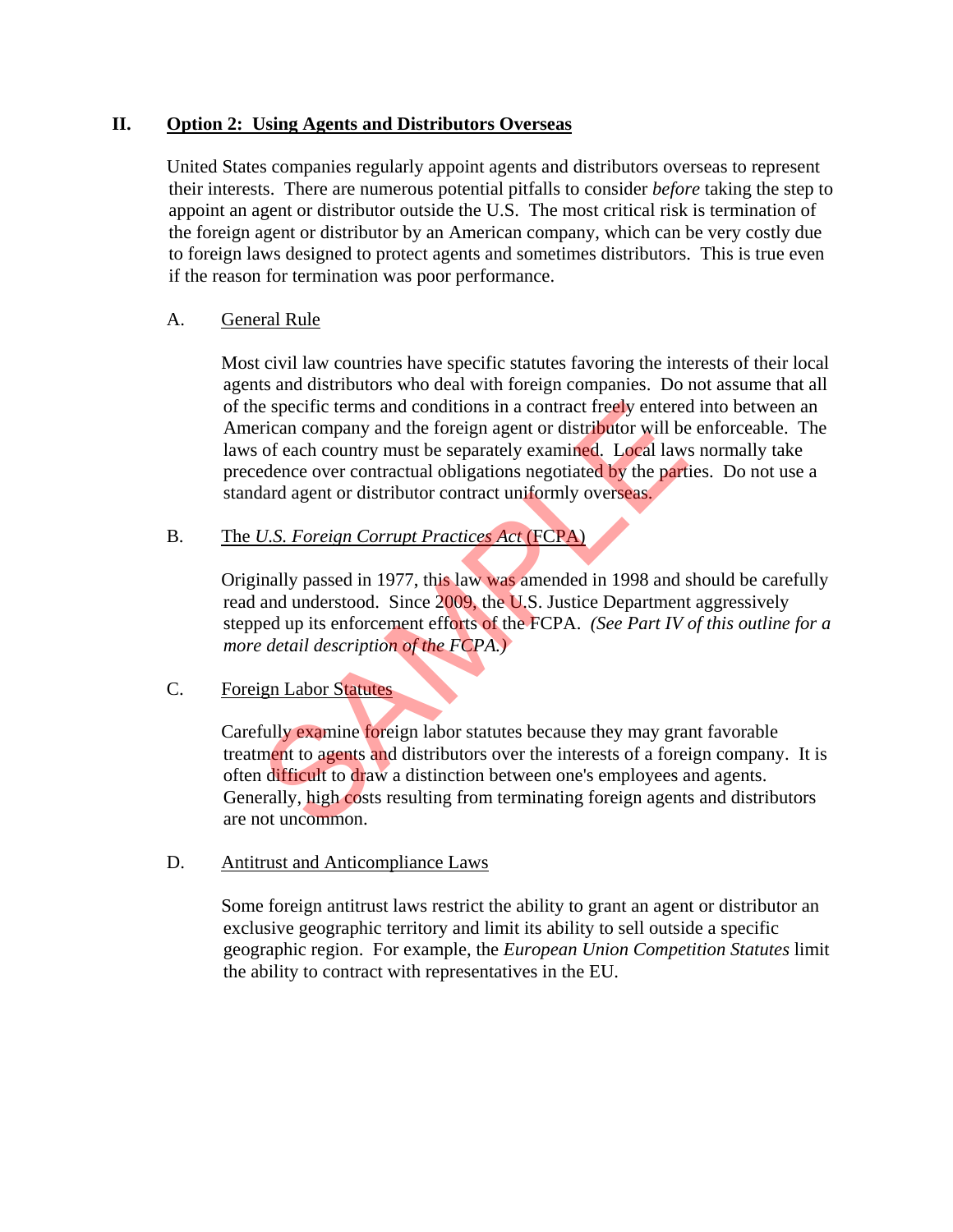## II. Option 2: Using Agents and Distributors Overseas

United States companies regularly appoint agents and distributors overseas to represent their interests. There are numerous potential pitfalls to consider *before* taking the step to appoint an agent or distributor outside the U.S. The most critical risk is termination of the foreign agent or distributor by an American company, which can be very costly due to foreign laws designed to protect agents and sometimes distributors. This is true even if the reason for termination was poor performance.

### A. General Rule

Most civil law countries have specific statutes favoring the interests of their local agents and distributors who deal with foreign companies. Do not assume that all of the specific terms and conditions in a contract freely entered into between an American company and the foreign agent or distributor will be enforceable. The laws of each country must be separately examined. Local laws normally take precedence over contractual obligations negotiated by the parties. Do not use a standard agent or distributor contract uniformly overseas.

### B. The *U.S. Foreign Corrupt Practices Act* (FCPA)

Originally passed in 1977, this law was amended in 1998 and should be carefully read and understood. Since 2009, the U.S. Justice Department aggressively stepped up its enforcement efforts of the FCPA. *(See Part IV of this outline for a more detail description of the FCPA.)*

### C. Foreign Labor Statutes

Carefully examine foreign labor statutes because they may grant favorable treatment to agents and distributors over the interests of a foreign company. It is often difficult to draw a distinction between one's employees and agents. Generally, high costs resulting from terminating foreign agents and distributors are not uncommon.

### D. Antitrust and Anticompliance Laws

Some foreign antitrust laws restrict the ability to grant an agent or distributor an exclusive geographic territory and limit its ability to sell outside a specific geographic region. For example, the *European Union Competition Statutes* limit the ability to contract with representatives in the EU.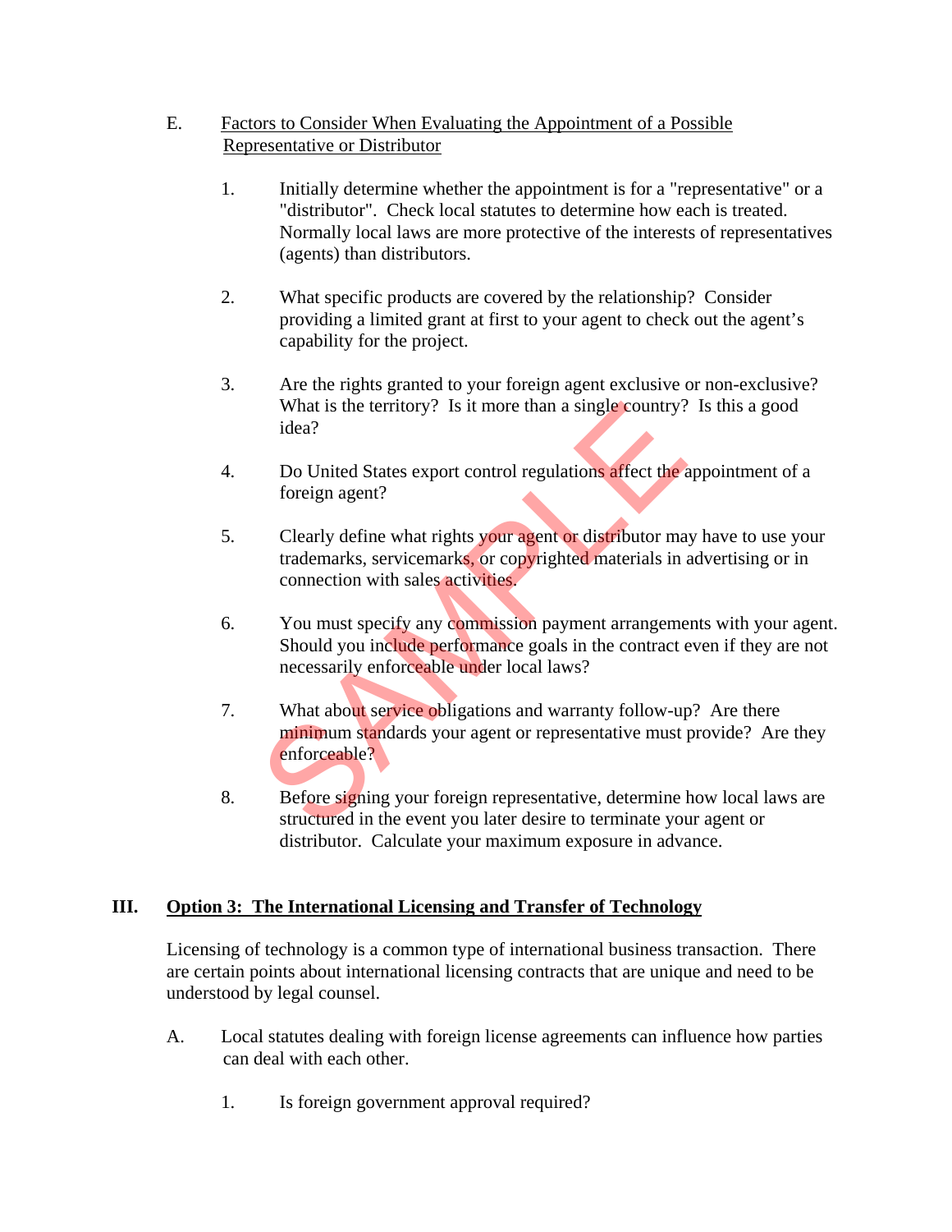E. <u>Factors to Consider When Evaluating the Appointment of a Possible Representative or Distributor</u>

1. Initially determine whether the appointment is for a "representative" or a "distributor". Check local statutes to determine how each is treated. Normally local laws are more protective of the interests of representatives (agents) than distributors.

2. What specific products are covered by the relationship? Consider providing a limited grant at first to your agent to check out the agent's capability for the project.

3. Are the rights granted to your foreign agent exclusive or non-exclusive? What is the territory? Is it more than a single country? Is this a good idea?

4. Do United States export control regulations affect the appointment of a foreign agent?

5. Clearly define what rights your agent or distributor may have to use your trademarks, servicemarks, or copyrighted materials in advertising or in connection with sales activities.

6. You must specify any commission payment arrangements with your agent. Should you include performance goals in the contract even if they are not necessarily enforceable under local laws?

7. What about service obligations and warranty follow-up? Are there minimum standards your agent or representative must provide? Are they enforceable?

8. Before signing your foreign representative, determine how local laws are structured in the event you later desire to terminate your agent or distributor. Calculate your maximum exposure in advance.

## III. <u>Option 3: The International Licensing and Transfer of Technology</u>

Licensing of technology is a common type of international business transaction. There are certain points about international licensing contracts that are unique and need to be understood by legal counsel.

A. Local statutes dealing with foreign license agreements can influence how parties can deal with each other.

1. Is foreign government approval required?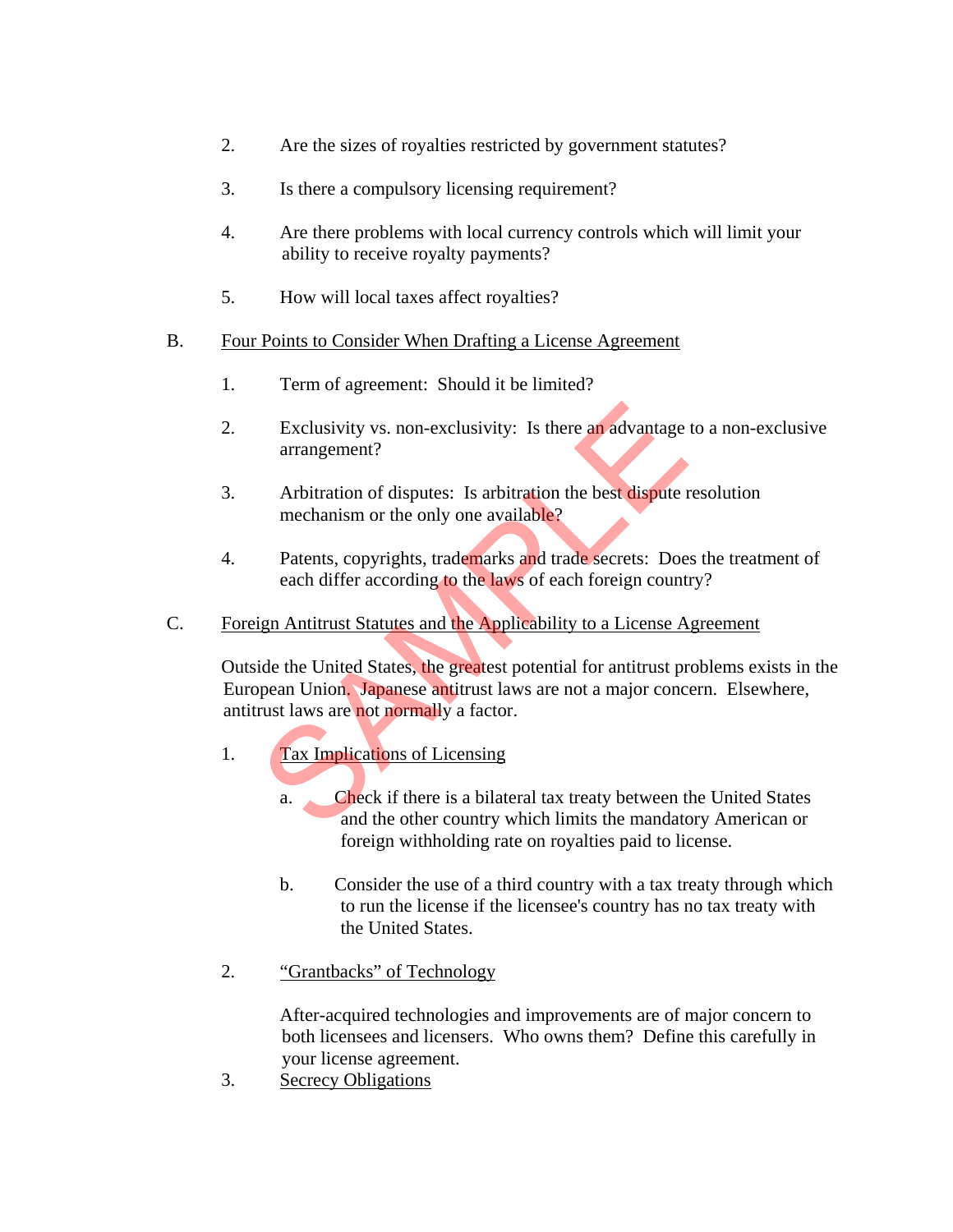2. Are the sizes of royalties restricted by government statutes?

3. Is there a compulsory licensing requirement?

4. Are there problems with local currency controls which will limit your ability to receive royalty payments?

5. How will local taxes affect royalties?

B. <u>Four Points to Consider When Drafting a License Agreement</u>

1. Term of agreement: Should it be limited?

2. Exclusivity vs. non-exclusivity: Is there an advantage to a non-exclusive arrangement?

3. Arbitration of disputes: Is arbitration the best dispute resolution mechanism or the only one available?

4. Patents, copyrights, trademarks and trade secrets: Does the treatment of each differ according to the laws of each foreign country?

C. <u>Foreign Antitrust Statutes and the Applicability to a License Agreement</u>

Outside the United States, the greatest potential for antitrust problems exists in the European Union. Japanese antitrust laws are not a major concern. Elsewhere, antitrust laws are not normally a factor.

1. <u>Tax Implications of Licensing</u>

   a. Check if there is a bilateral tax treaty between the United States and the other country which limits the mandatory American or foreign withholding rate on royalties paid to license.

   b. Consider the use of a third country with a tax treaty through which to run the license if the licensee's country has no tax treaty with the United States.

2. <u>"Grantbacks" of Technology</u>

   After-acquired technologies and improvements are of major concern to both licensees and licensers. Who owns them? Define this carefully in your license agreement.

3. <u>Secrecy Obligations</u>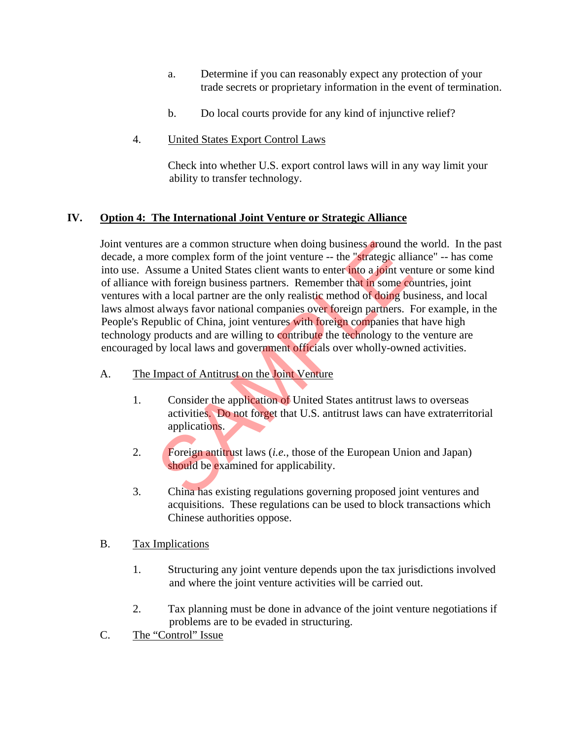a. Determine if you can reasonably expect any protection of your trade secrets or proprietary information in the event of termination.

b. Do local courts provide for any kind of injunctive relief?

4. United States Export Control Laws

   Check into whether U.S. export control laws will in any way limit your ability to transfer technology.

## IV. Option 4: The International Joint Venture or Strategic Alliance

Joint ventures are a common structure when doing business around the world. In the past decade, a more complex form of the joint venture -- the "strategic alliance" -- has come into use. Assume a United States client wants to enter into a joint venture or some kind of alliance with foreign business partners. Remember that in some countries, joint ventures with a local partner are the only realistic method of doing business, and local laws almost always favor national companies over foreign partners. For example, in the People's Republic of China, joint ventures with foreign companies that have high technology products and are willing to contribute the technology to the venture are encouraged by local laws and government officials over wholly-owned activities.

### A. The Impact of Antitrust on the Joint Venture

1. Consider the application of United States antitrust laws to overseas activities. Do not forget that U.S. antitrust laws can have extraterritorial applications.

2. Foreign antitrust laws (*i.e.*, those of the European Union and Japan) should be examined for applicability.

3. China has existing regulations governing proposed joint ventures and acquisitions. These regulations can be used to block transactions which Chinese authorities oppose.

### B. Tax Implications

1. Structuring any joint venture depends upon the tax jurisdictions involved and where the joint venture activities will be carried out.

2. Tax planning must be done in advance of the joint venture negotiations if problems are to be evaded in structuring.

### C. The "Control" Issue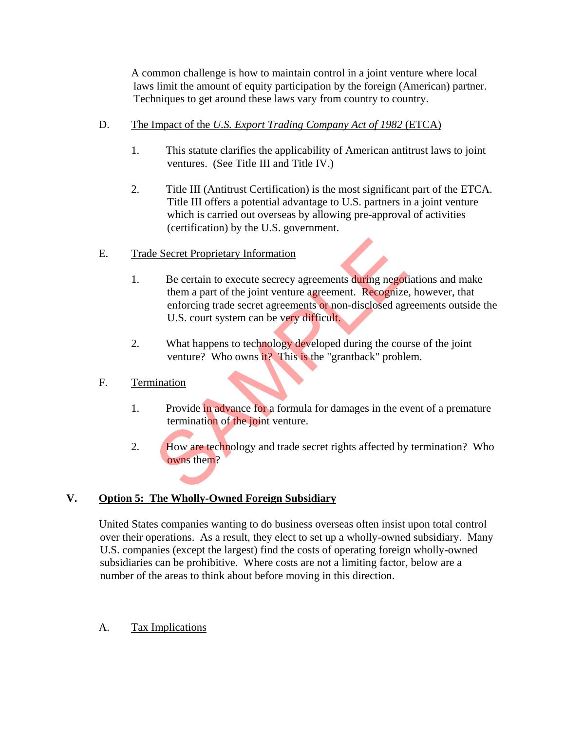A common challenge is how to maintain control in a joint venture where local laws limit the amount of equity participation by the foreign (American) partner. Techniques to get around these laws vary from country to country.

D. The Impact of the *U.S. Export Trading Company Act of 1982* (ETCA)

1. This statute clarifies the applicability of American antitrust laws to joint ventures. (See Title III and Title IV.)

2. Title III (Antitrust Certification) is the most significant part of the ETCA. Title III offers a potential advantage to U.S. partners in a joint venture which is carried out overseas by allowing pre-approval of activities (certification) by the U.S. government.

E. Trade Secret Proprietary Information

1. Be certain to execute secrecy agreements during negotiations and make them a part of the joint venture agreement. Recognize, however, that enforcing trade secret agreements or non-disclosed agreements outside the U.S. court system can be very difficult.

2. What happens to technology developed during the course of the joint venture? Who owns it? This is the "grantback" problem.

F. Termination

1. Provide in advance for a formula for damages in the event of a premature termination of the joint venture.

2. How are technology and trade secret rights affected by termination? Who owns them?

## V. Option 5: The Wholly-Owned Foreign Subsidiary

United States companies wanting to do business overseas often insist upon total control over their operations. As a result, they elect to set up a wholly-owned subsidiary. Many U.S. companies (except the largest) find the costs of operating foreign wholly-owned subsidiaries can be prohibitive. Where costs are not a limiting factor, below are a number of the areas to think about before moving in this direction.

A. Tax Implications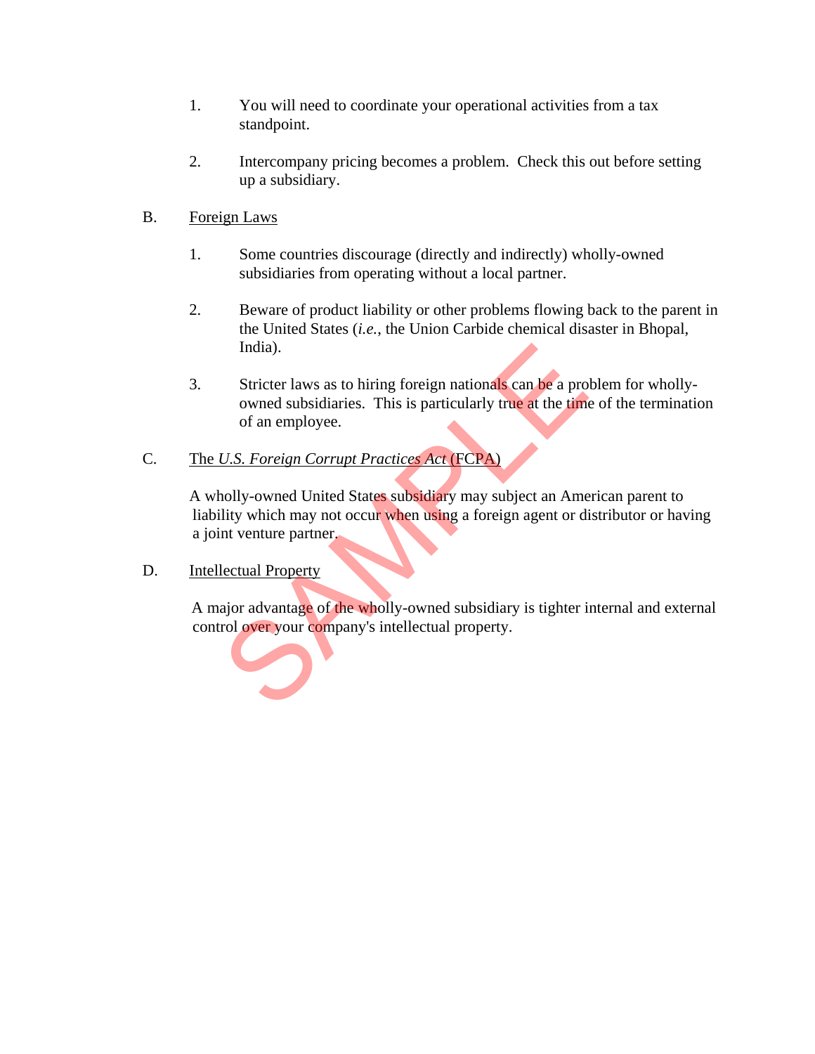1. You will need to coordinate your operational activities from a tax standpoint.

2. Intercompany pricing becomes a problem. Check this out before setting up a subsidiary.

B. Foreign Laws

1. Some countries discourage (directly and indirectly) wholly-owned subsidiaries from operating without a local partner.

2. Beware of product liability or other problems flowing back to the parent in the United States (*i.e.*, the Union Carbide chemical disaster in Bhopal, India).

3. Stricter laws as to hiring foreign nationals can be a problem for wholly-owned subsidiaries. This is particularly true at the time of the termination of an employee.

C. The *U.S. Foreign Corrupt Practices Act* (FCPA)

A wholly-owned United States subsidiary may subject an American parent to liability which may not occur when using a foreign agent or distributor or having a joint venture partner.

D. Intellectual Property

A major advantage of the wholly-owned subsidiary is tighter internal and external control over your company's intellectual property.